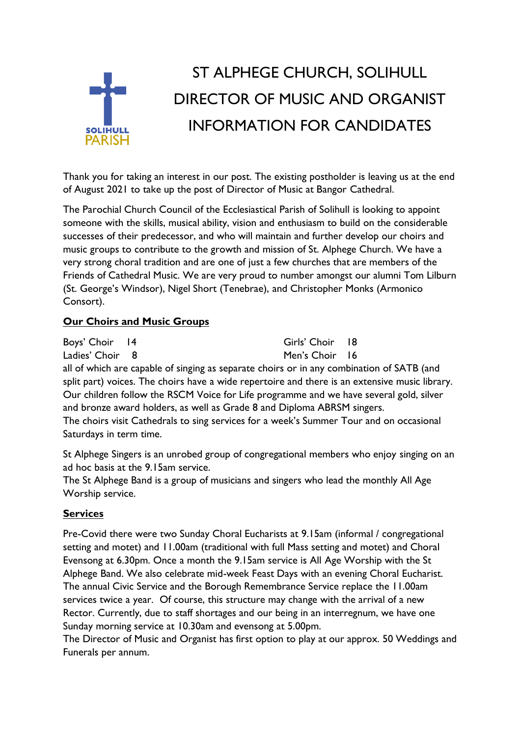# ST ALPHEGE CHURCH, SOLIHULL
# DIRECTOR OF MUSIC AND ORGANIST
# INFORMATION FOR CANDIDATES

SOLIHULL PARISH

Thank you for taking an interest in our post. The existing postholder is leaving us at the end of August 2021 to take up the post of Director of Music at Bangor Cathedral.

The Parochial Church Council of the Ecclesiastical Parish of Solihull is looking to appoint someone with the skills, musical ability, vision and enthusiasm to build on the considerable successes of their predecessor, and who will maintain and further develop our choirs and music groups to contribute to the growth and mission of St. Alphege Church. We have a very strong choral tradition and are one of just a few churches that are members of the Friends of Cathedral Music. We are very proud to number amongst our alumni Tom Lilburn (St. George's Windsor), Nigel Short (Tenebrae), and Christopher Monks (Armonico Consort).

## Our Choirs and Music Groups

Boys' Choir 14
Girls' Choir 18
Ladies' Choir 8
Men's Choir 16

all of which are capable of singing as separate choirs or in any combination of SATB (and split part) voices. The choirs have a wide repertoire and there is an extensive music library. Our children follow the RSCM Voice for Life programme and we have several gold, silver and bronze award holders, as well as Grade 8 and Diploma ABRSM singers.
The choirs visit Cathedrals to sing services for a week's Summer Tour and on occasional Saturdays in term time.

St Alphege Singers is an unrobed group of congregational members who enjoy singing on an ad hoc basis at the 9.15am service.
The St Alphege Band is a group of musicians and singers who lead the monthly All Age Worship service.

## Services

Pre-Covid there were two Sunday Choral Eucharists at 9.15am (informal / congregational setting and motet) and 11.00am (traditional with full Mass setting and motet) and Choral Evensong at 6.30pm. Once a month the 9.15am service is All Age Worship with the St Alphege Band. We also celebrate mid-week Feast Days with an evening Choral Eucharist. The annual Civic Service and the Borough Remembrance Service replace the 11.00am services twice a year. Of course, this structure may change with the arrival of a new Rector. Currently, due to staff shortages and our being in an interregnum, we have one Sunday morning service at 10.30am and evensong at 5.00pm.
The Director of Music and Organist has first option to play at our approx. 50 Weddings and Funerals per annum.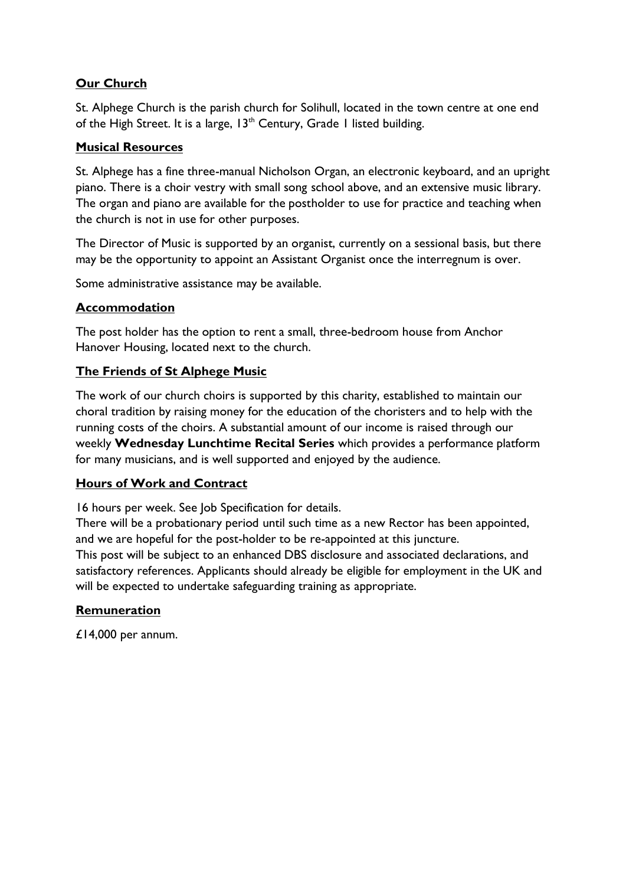## Our Church

St. Alphege Church is the parish church for Solihull, located in the town centre at one end of the High Street. It is a large, 13th Century, Grade 1 listed building.

## Musical Resources

St. Alphege has a fine three-manual Nicholson Organ, an electronic keyboard, and an upright piano. There is a choir vestry with small song school above, and an extensive music library. The organ and piano are available for the postholder to use for practice and teaching when the church is not in use for other purposes.

The Director of Music is supported by an organist, currently on a sessional basis, but there may be the opportunity to appoint an Assistant Organist once the interregnum is over.

Some administrative assistance may be available.

## Accommodation

The post holder has the option to rent a small, three-bedroom house from Anchor Hanover Housing, located next to the church.

## The Friends of St Alphege Music

The work of our church choirs is supported by this charity, established to maintain our choral tradition by raising money for the education of the choristers and to help with the running costs of the choirs. A substantial amount of our income is raised through our weekly **Wednesday Lunchtime Recital Series** which provides a performance platform for many musicians, and is well supported and enjoyed by the audience.

## Hours of Work and Contract

16 hours per week. See Job Specification for details.
There will be a probationary period until such time as a new Rector has been appointed, and we are hopeful for the post-holder to be re-appointed at this juncture.
This post will be subject to an enhanced DBS disclosure and associated declarations, and satisfactory references. Applicants should already be eligible for employment in the UK and will be expected to undertake safeguarding training as appropriate.

## Remuneration

£14,000 per annum.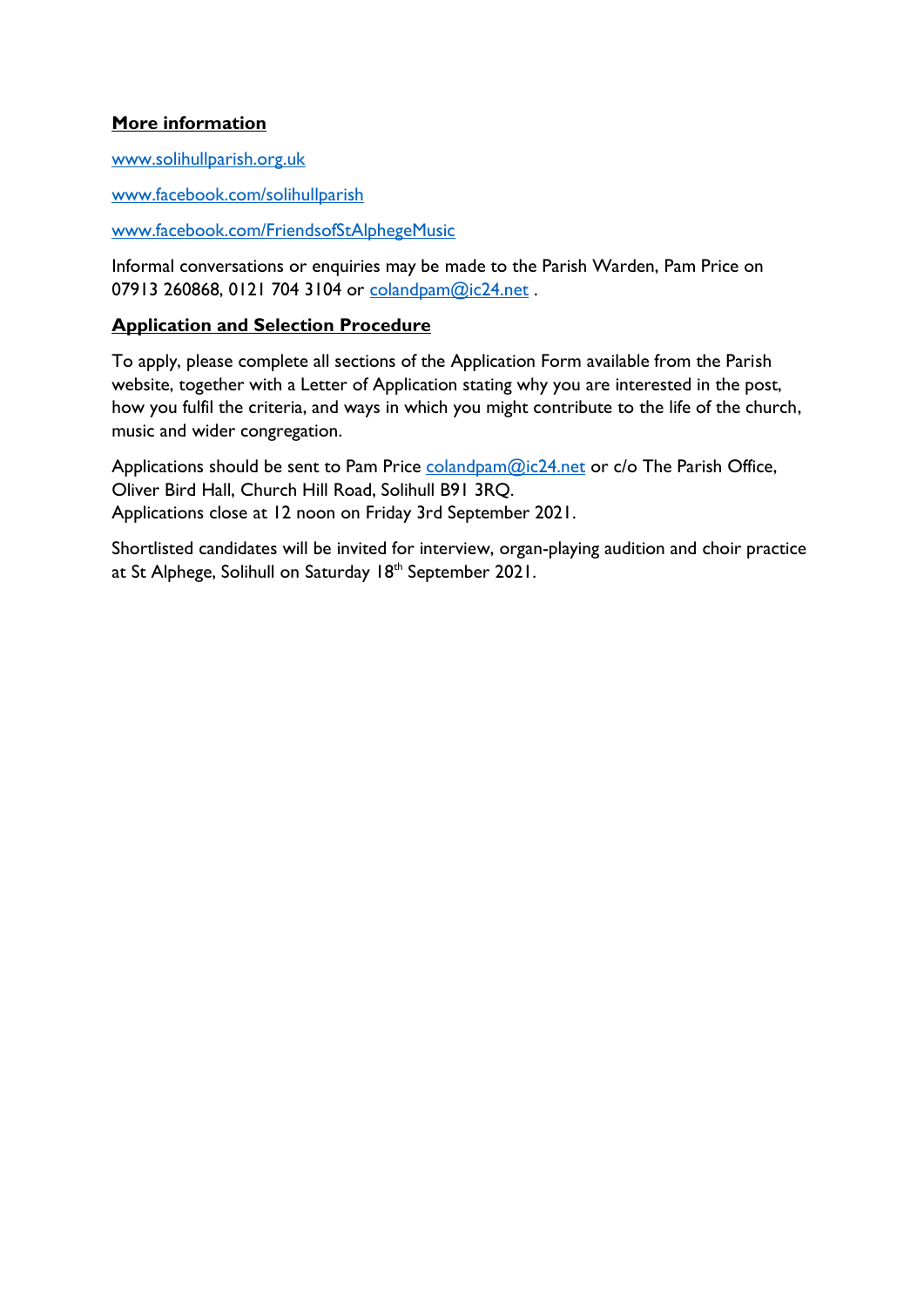**More information**

www.solihullparish.org.uk

www.facebook.com/solihullparish

www.facebook.com/FriendsofStAlphegeMusic

Informal conversations or enquiries may be made to the Parish Warden, Pam Price on 07913 260868, 0121 704 3104 or colandpam@ic24.net .

**Application and Selection Procedure**

To apply, please complete all sections of the Application Form available from the Parish website, together with a Letter of Application stating why you are interested in the post, how you fulfil the criteria, and ways in which you might contribute to the life of the church, music and wider congregation.

Applications should be sent to Pam Price colandpam@ic24.net or c/o The Parish Office, Oliver Bird Hall, Church Hill Road, Solihull B91 3RQ.
Applications close at 12 noon on Friday 3rd September 2021.

Shortlisted candidates will be invited for interview, organ-playing audition and choir practice at St Alphege, Solihull on Saturday 18th September 2021.